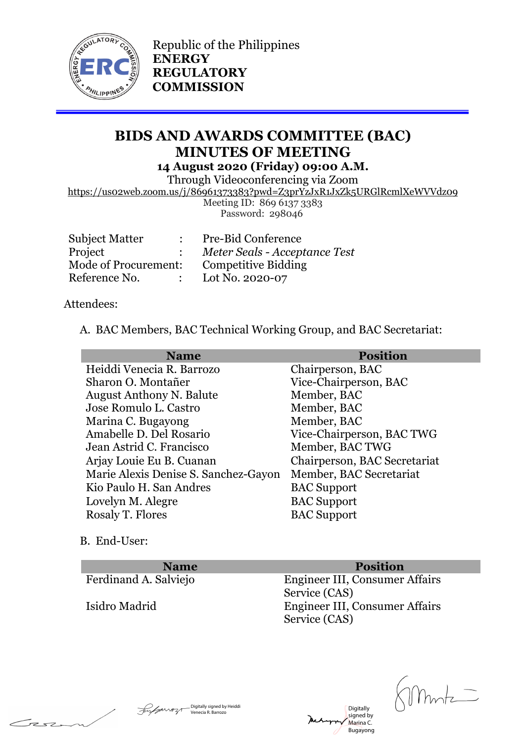Republic of the Philippines
**ENERGY REGULATORY COMMISSION**

# BIDS AND AWARDS COMMITTEE (BAC) MINUTES OF MEETING

**14 August 2020 (Friday) 09:00 A.M.**

Through Videoconferencing via Zoom
https://us02web.zoom.us/j/86961373383?pwd=Z3prYzJxR1JxZk5URGlRcmlXeWVVdz09
Meeting ID: 869 6137 3383
Password: 298046

| | | |
|---|---|---|
| Subject Matter | : | Pre-Bid Conference |
| Project | : | *Meter Seals - Acceptance Test* |
| Mode of Procurement: | | Competitive Bidding |
| Reference No. | : | Lot No. 2020-07 |

Attendees:

A. BAC Members, BAC Technical Working Group, and BAC Secretariat:

| Name | Position |
|---|---|
| Heiddi Venecia R. Barrozo | Chairperson, BAC |
| Sharon O. Montañer | Vice-Chairperson, BAC |
| August Anthony N. Balute | Member, BAC |
| Jose Romulo L. Castro | Member, BAC |
| Marina C. Bugayong | Member, BAC |
| Amabelle D. Del Rosario | Vice-Chairperson, BAC TWG |
| Jean Astrid C. Francisco | Member, BAC TWG |
| Arjay Louie Eu B. Cuanan | Chairperson, BAC Secretariat |
| Marie Alexis Denise S. Sanchez-Gayon | Member, BAC Secretariat |
| Kio Paulo H. San Andres | BAC Support |
| Lovelyn M. Alegre | BAC Support |
| Rosaly T. Flores | BAC Support |

B. End-User:

| Name | Position |
|---|---|
| Ferdinand A. Salviejo | Engineer III, Consumer Affairs Service (CAS) |
| Isidro Madrid | Engineer III, Consumer Affairs Service (CAS) |

Digitally signed by Heiddi Venecia R. Barrozo

Digitally signed by Marina C. Bugayong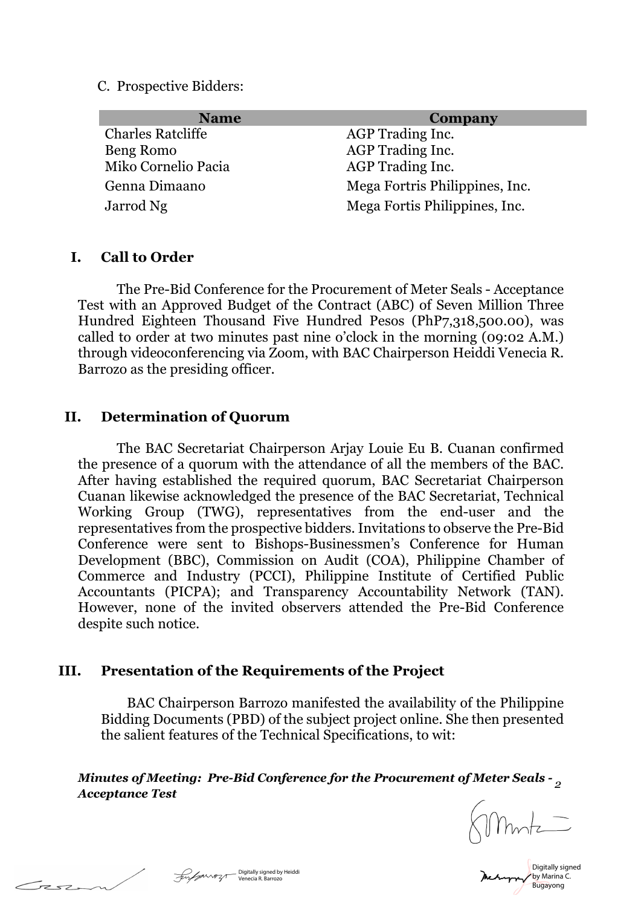C. Prospective Bidders:

| Name | Company |
| --- | --- |
| Charles Ratcliffe | AGP Trading Inc. |
| Beng Romo | AGP Trading Inc. |
| Miko Cornelio Pacia | AGP Trading Inc. |
| Genna Dimaano | Mega Fortris Philippines, Inc. |
| Jarrod Ng | Mega Fortis Philippines, Inc. |

## I. Call to Order

The Pre-Bid Conference for the Procurement of Meter Seals - Acceptance Test with an Approved Budget of the Contract (ABC) of Seven Million Three Hundred Eighteen Thousand Five Hundred Pesos (PhP7,318,500.00), was called to order at two minutes past nine o'clock in the morning (09:02 A.M.) through videoconferencing via Zoom, with BAC Chairperson Heiddi Venecia R. Barrozo as the presiding officer.

## II. Determination of Quorum

The BAC Secretariat Chairperson Arjay Louie Eu B. Cuanan confirmed the presence of a quorum with the attendance of all the members of the BAC. After having established the required quorum, BAC Secretariat Chairperson Cuanan likewise acknowledged the presence of the BAC Secretariat, Technical Working Group (TWG), representatives from the end-user and the representatives from the prospective bidders. Invitations to observe the Pre-Bid Conference were sent to Bishops-Businessmen's Conference for Human Development (BBC), Commission on Audit (COA), Philippine Chamber of Commerce and Industry (PCCI), Philippine Institute of Certified Public Accountants (PICPA); and Transparency Accountability Network (TAN). However, none of the invited observers attended the Pre-Bid Conference despite such notice.

## III. Presentation of the Requirements of the Project

BAC Chairperson Barrozo manifested the availability of the Philippine Bidding Documents (PBD) of the subject project online. She then presented the salient features of the Technical Specifications, to wit: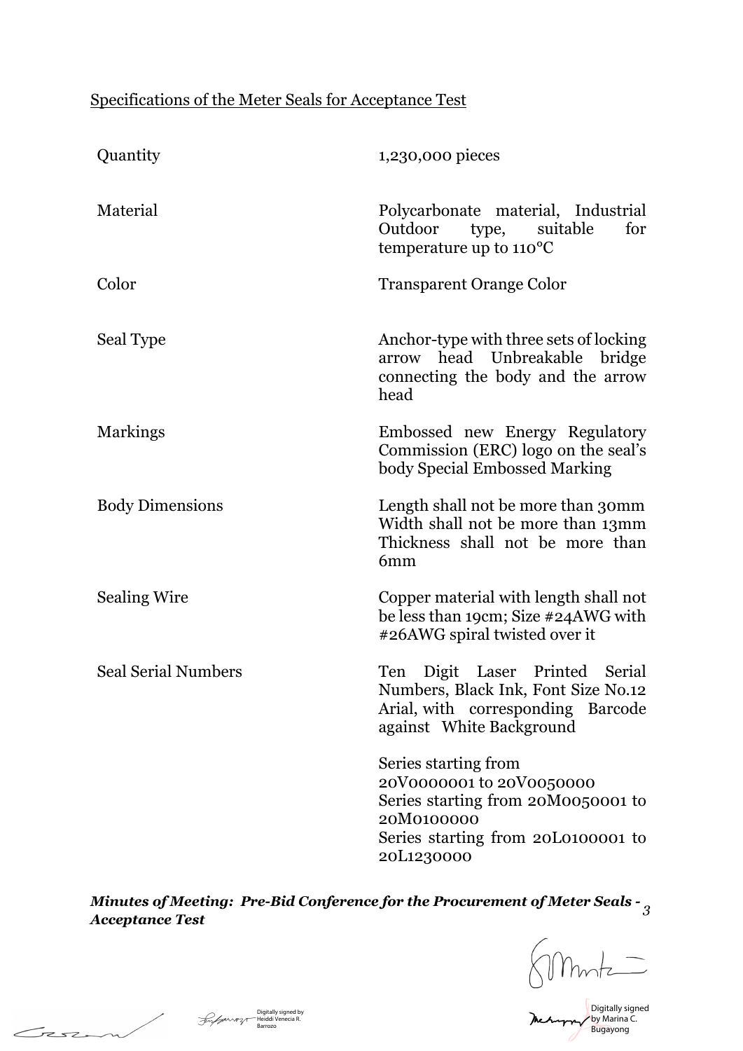Specifications of the Meter Seals for Acceptance Test

| | |
|---|---|
| Quantity | 1,230,000 pieces |
| Material | Polycarbonate material, Industrial Outdoor type, suitable for temperature up to 110°C |
| Color | Transparent Orange Color |
| Seal Type | Anchor-type with three sets of locking arrow head Unbreakable bridge connecting the body and the arrow head |
| Markings | Embossed new Energy Regulatory Commission (ERC) logo on the seal's body Special Embossed Marking |
| Body Dimensions | Length shall not be more than 30mm<br>Width shall not be more than 13mm<br>Thickness shall not be more than 6mm |
| Sealing Wire | Copper material with length shall not be less than 19cm; Size #24AWG with #26AWG spiral twisted over it |
| Seal Serial Numbers | Ten Digit Laser Printed Serial Numbers, Black Ink, Font Size No.12 Arial, with corresponding Barcode against White Background<br><br>Series starting from 20V0000001 to 20V0050000<br>Series starting from 20M0050001 to 20M0100000<br>Series starting from 20L0100001 to 20L1230000 |

***Minutes of Meeting: Pre-Bid Conference for the Procurement of Meter Seals - Acceptance Test***

Digitally signed by Heiddi Venecia R. Barrozo

Digitally signed by Marina C. Bugayong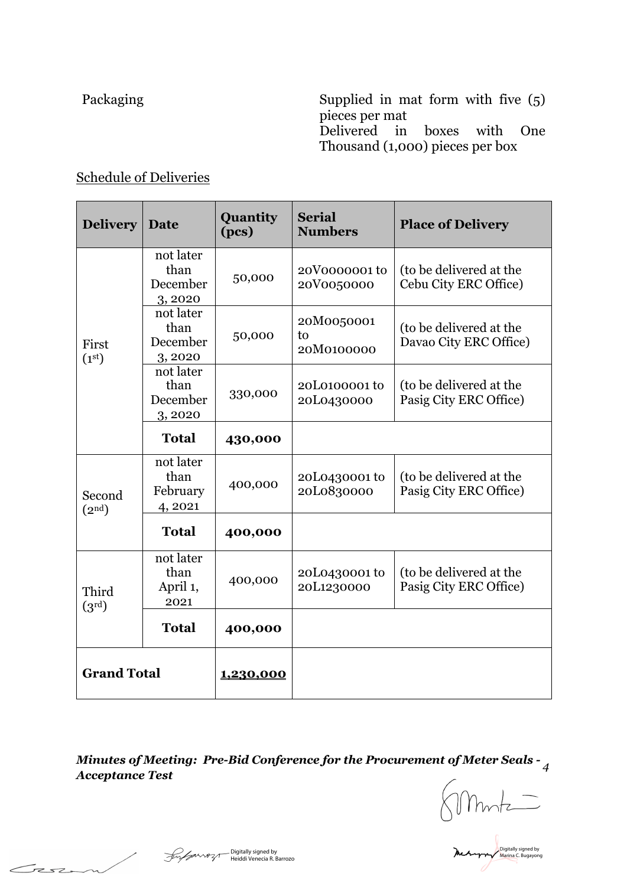| Packaging | Supplied in mat form with five (5) pieces per mat<br>Delivered in boxes with One Thousand (1,000) pieces per box |
|---|---|

Schedule of Deliveries

| Delivery | Date | Quantity (pcs) | Serial Numbers | Place of Delivery |
|---|---|---|---|---|
| First (1st) | not later than December 3, 2020 | 50,000 | 20V0000001 to 20V0050000 | (to be delivered at the Cebu City ERC Office) |
| | not later than December 3, 2020 | 50,000 | 20M0050001 to 20M0100000 | (to be delivered at the Davao City ERC Office) |
| | not later than December 3, 2020 | 330,000 | 20L0100001 to 20L0430000 | (to be delivered at the Pasig City ERC Office) |
| | **Total** | **430,000** | | |
| Second (2nd) | not later than February 4, 2021 | 400,000 | 20L0430001 to 20L0830000 | (to be delivered at the Pasig City ERC Office) |
| | **Total** | **400,000** | | |
| Third (3rd) | not later than April 1, 2021 | 400,000 | 20L0430001 to 20L1230000 | (to be delivered at the Pasig City ERC Office) |
| | **Total** | **400,000** | | |
| **Grand Total** | | **1,230,000** | | |

Digitally signed by Heiddi Venecia R. Barrozo

Digitally signed by Marina C. Bugayong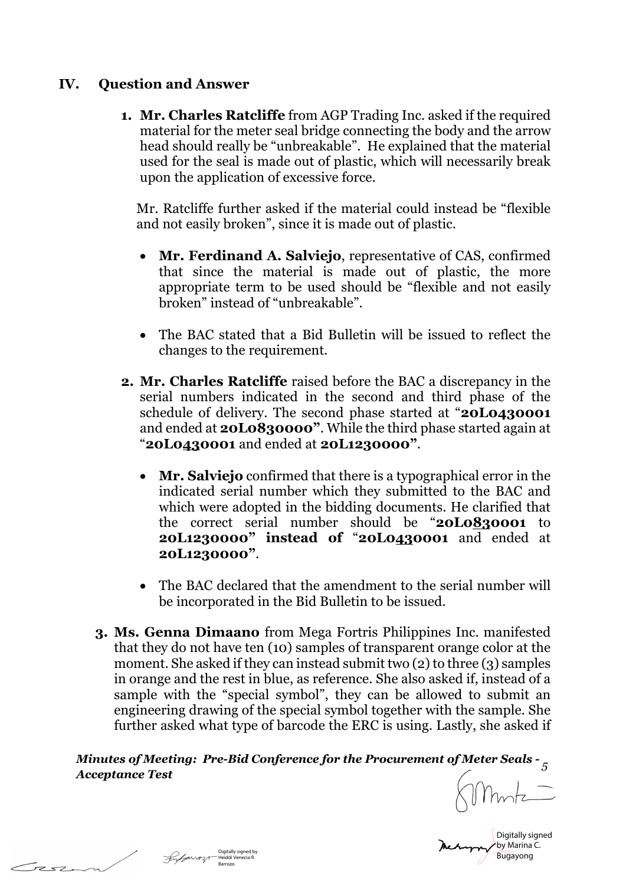## IV. Question and Answer

1. **Mr. Charles Ratcliffe** from AGP Trading Inc. asked if the required material for the meter seal bridge connecting the body and the arrow head should really be "unbreakable". He explained that the material used for the seal is made out of plastic, which will necessarily break upon the application of excessive force.

   Mr. Ratcliffe further asked if the material could instead be "flexible and not easily broken", since it is made out of plastic.

   - **Mr. Ferdinand A. Salviejo**, representative of CAS, confirmed that since the material is made out of plastic, the more appropriate term to be used should be "flexible and not easily broken" instead of "unbreakable".

   - The BAC stated that a Bid Bulletin will be issued to reflect the changes to the requirement.

2. **Mr. Charles Ratcliffe** raised before the BAC a discrepancy in the serial numbers indicated in the second and third phase of the schedule of delivery. The second phase started at "**20L0430001** and ended at **20L0830000"**. While the third phase started again at "**20L0430001** and ended at **20L1230000"**.

   - **Mr. Salviejo** confirmed that there is a typographical error in the indicated serial number which they submitted to the BAC and which were adopted in the bidding documents. He clarified that the correct serial number should be "**20L0830001 to 20L1230000" instead of** "**20L0430001** and ended at **20L1230000"**.

   - The BAC declared that the amendment to the serial number will be incorporated in the Bid Bulletin to be issued.

3. **Ms. Genna Dimaano** from Mega Fortris Philippines Inc. manifested that they do not have ten (10) samples of transparent orange color at the moment. She asked if they can instead submit two (2) to three (3) samples in orange and the rest in blue, as reference. She also asked if, instead of a sample with the "special symbol", they can be allowed to submit an engineering drawing of the special symbol together with the sample. She further asked what type of barcode the ERC is using. Lastly, she asked if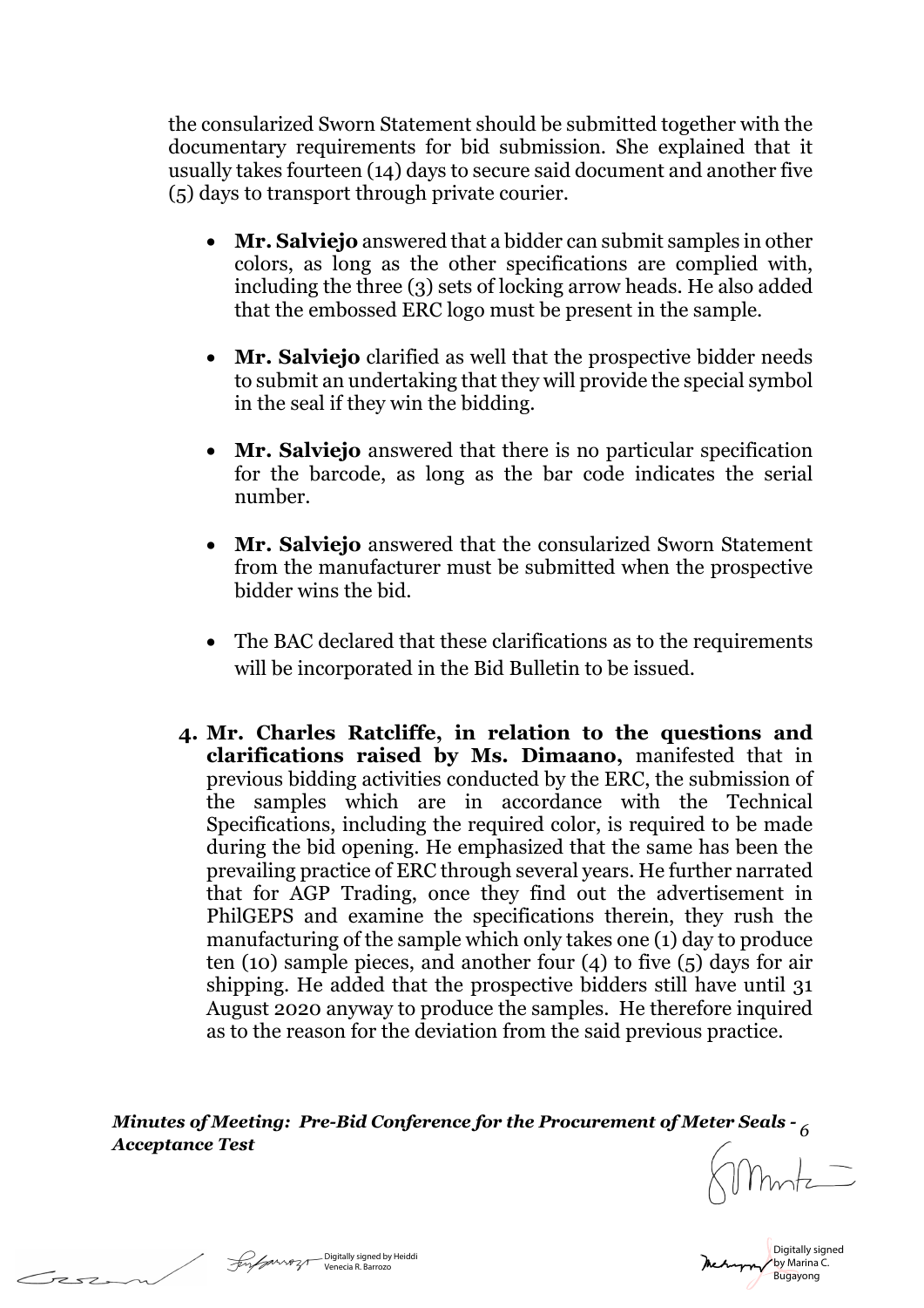the consularized Sworn Statement should be submitted together with the documentary requirements for bid submission. She explained that it usually takes fourteen (14) days to secure said document and another five (5) days to transport through private courier.

- **Mr. Salviejo** answered that a bidder can submit samples in other colors, as long as the other specifications are complied with, including the three (3) sets of locking arrow heads. He also added that the embossed ERC logo must be present in the sample.

- **Mr. Salviejo** clarified as well that the prospective bidder needs to submit an undertaking that they will provide the special symbol in the seal if they win the bidding.

- **Mr. Salviejo** answered that there is no particular specification for the barcode, as long as the bar code indicates the serial number.

- **Mr. Salviejo** answered that the consularized Sworn Statement from the manufacturer must be submitted when the prospective bidder wins the bid.

- The BAC declared that these clarifications as to the requirements will be incorporated in the Bid Bulletin to be issued.

4. **Mr. Charles Ratcliffe, in relation to the questions and clarifications raised by Ms. Dimaano,** manifested that in previous bidding activities conducted by the ERC, the submission of the samples which are in accordance with the Technical Specifications, including the required color, is required to be made during the bid opening. He emphasized that the same has been the prevailing practice of ERC through several years. He further narrated that for AGP Trading, once they find out the advertisement in PhilGEPS and examine the specifications therein, they rush the manufacturing of the sample which only takes one (1) day to produce ten (10) sample pieces, and another four (4) to five (5) days for air shipping. He added that the prospective bidders still have until 31 August 2020 anyway to produce the samples. He therefore inquired as to the reason for the deviation from the said previous practice.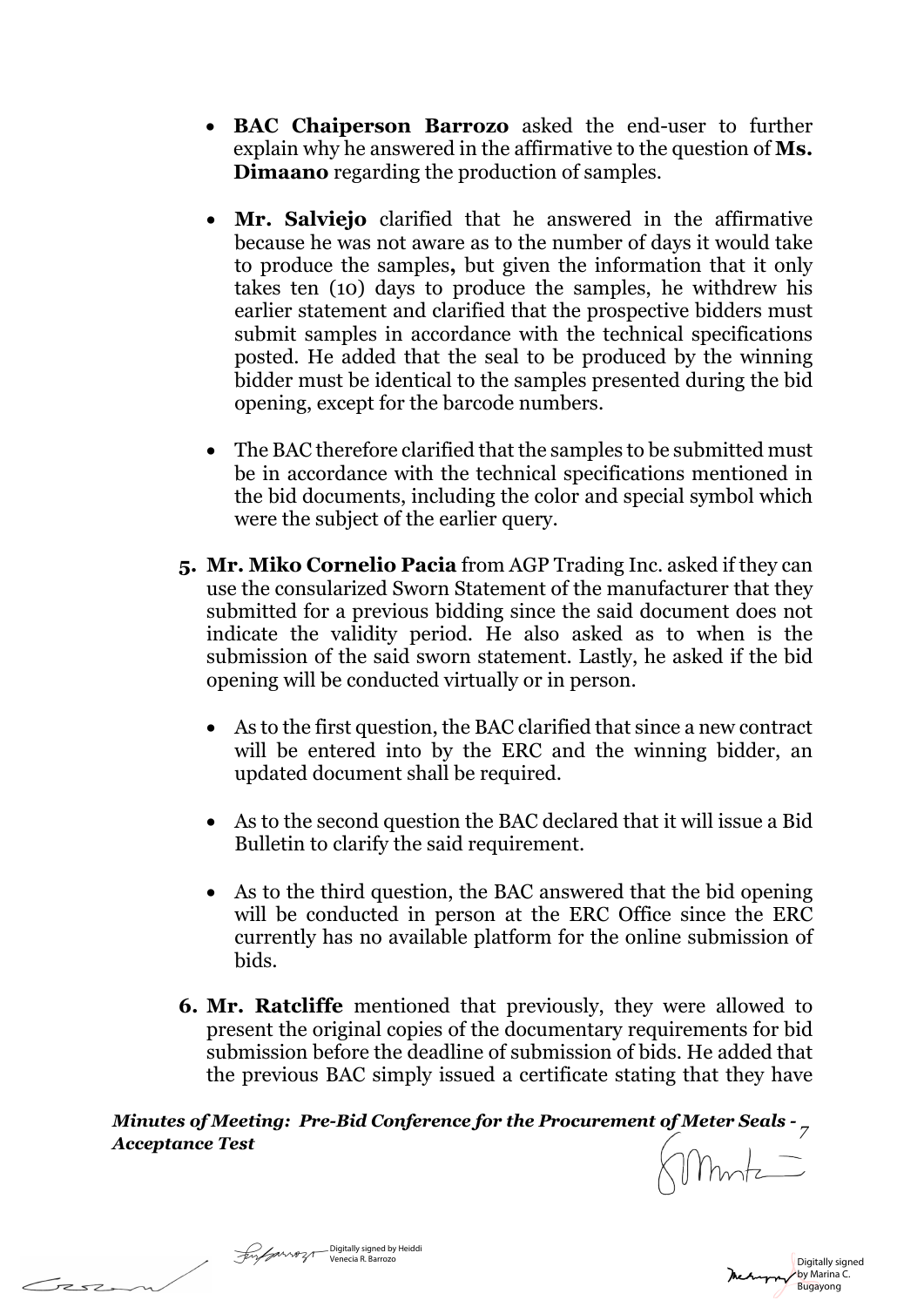- **BAC Chaiperson Barrozo** asked the end-user to further explain why he answered in the affirmative to the question of **Ms. Dimaano** regarding the production of samples.

- **Mr. Salviejo** clarified that he answered in the affirmative because he was not aware as to the number of days it would take to produce the samples**,** but given the information that it only takes ten (10) days to produce the samples, he withdrew his earlier statement and clarified that the prospective bidders must submit samples in accordance with the technical specifications posted. He added that the seal to be produced by the winning bidder must be identical to the samples presented during the bid opening, except for the barcode numbers.

- The BAC therefore clarified that the samples to be submitted must be in accordance with the technical specifications mentioned in the bid documents, including the color and special symbol which were the subject of the earlier query.

**5.** **Mr. Miko Cornelio Pacia** from AGP Trading Inc. asked if they can use the consularized Sworn Statement of the manufacturer that they submitted for a previous bidding since the said document does not indicate the validity period. He also asked as to when is the submission of the said sworn statement. Lastly, he asked if the bid opening will be conducted virtually or in person.

   - As to the first question, the BAC clarified that since a new contract will be entered into by the ERC and the winning bidder, an updated document shall be required.

   - As to the second question the BAC declared that it will issue a Bid Bulletin to clarify the said requirement.

   - As to the third question, the BAC answered that the bid opening will be conducted in person at the ERC Office since the ERC currently has no available platform for the online submission of bids.

**6.** **Mr. Ratcliffe** mentioned that previously, they were allowed to present the original copies of the documentary requirements for bid submission before the deadline of submission of bids. He added that the previous BAC simply issued a certificate stating that they have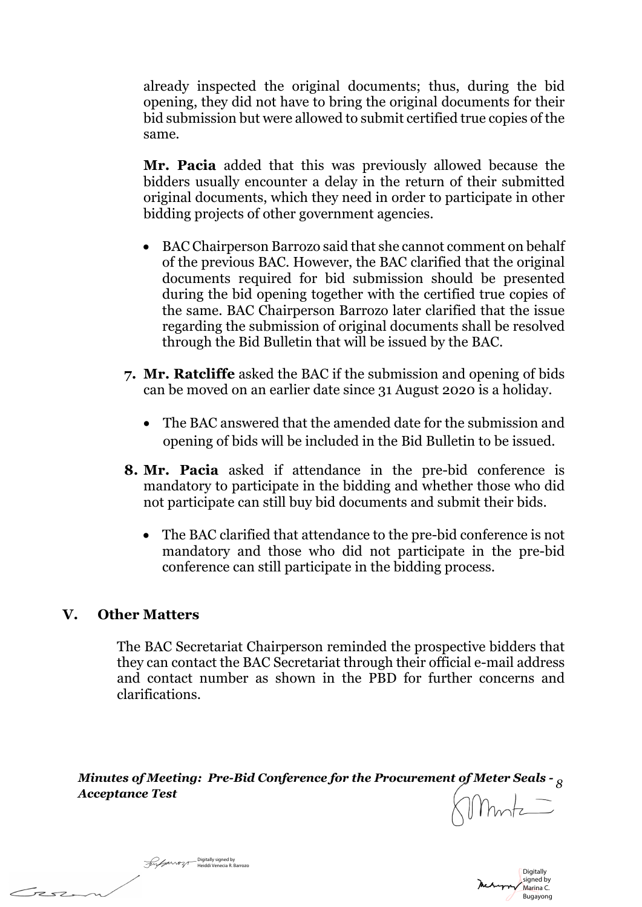already inspected the original documents; thus, during the bid opening, they did not have to bring the original documents for their bid submission but were allowed to submit certified true copies of the same.

**Mr. Pacia** added that this was previously allowed because the bidders usually encounter a delay in the return of their submitted original documents, which they need in order to participate in other bidding projects of other government agencies.

- BAC Chairperson Barrozo said that she cannot comment on behalf of the previous BAC. However, the BAC clarified that the original documents required for bid submission should be presented during the bid opening together with the certified true copies of the same. BAC Chairperson Barrozo later clarified that the issue regarding the submission of original documents shall be resolved through the Bid Bulletin that will be issued by the BAC.

7. **Mr. Ratcliffe** asked the BAC if the submission and opening of bids can be moved on an earlier date since 31 August 2020 is a holiday.

    - The BAC answered that the amended date for the submission and opening of bids will be included in the Bid Bulletin to be issued.

8. **Mr. Pacia** asked if attendance in the pre-bid conference is mandatory to participate in the bidding and whether those who did not participate can still buy bid documents and submit their bids.

    - The BAC clarified that attendance to the pre-bid conference is not mandatory and those who did not participate in the pre-bid conference can still participate in the bidding process.

## V. Other Matters

The BAC Secretariat Chairperson reminded the prospective bidders that they can contact the BAC Secretariat through their official e-mail address and contact number as shown in the PBD for further concerns and clarifications.

Digitally signed by Heiddi Venecia R. Barrozo

Digitally signed by Marina C. Bugayong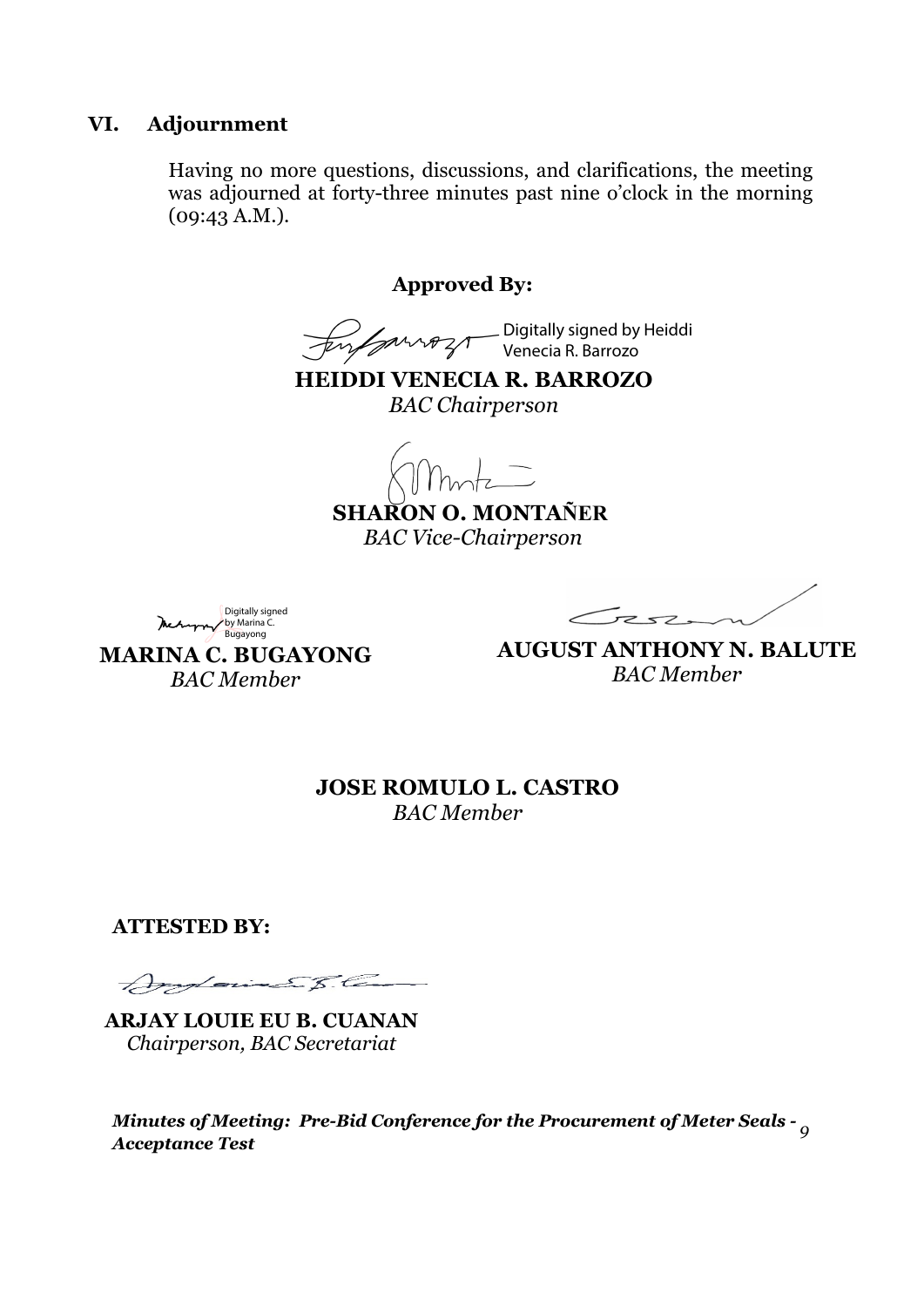## VI. Adjournment

Having no more questions, discussions, and clarifications, the meeting was adjourned at forty-three minutes past nine o'clock in the morning (09:43 A.M.).

**Approved By:**

Digitally signed by Heiddi Venecia R. Barrozo

**HEIDDI VENECIA R. BARROZO**
*BAC Chairperson*

**SHARON O. MONTAÑER**
*BAC Vice-Chairperson*

Digitally signed by Marina C. Bugayong

**MARINA C. BUGAYONG**
*BAC Member*

**AUGUST ANTHONY N. BALUTE**
*BAC Member*

**JOSE ROMULO L. CASTRO**
*BAC Member*

**ATTESTED BY:**

**ARJAY LOUIE EU B. CUANAN**
*Chairperson, BAC Secretariat*